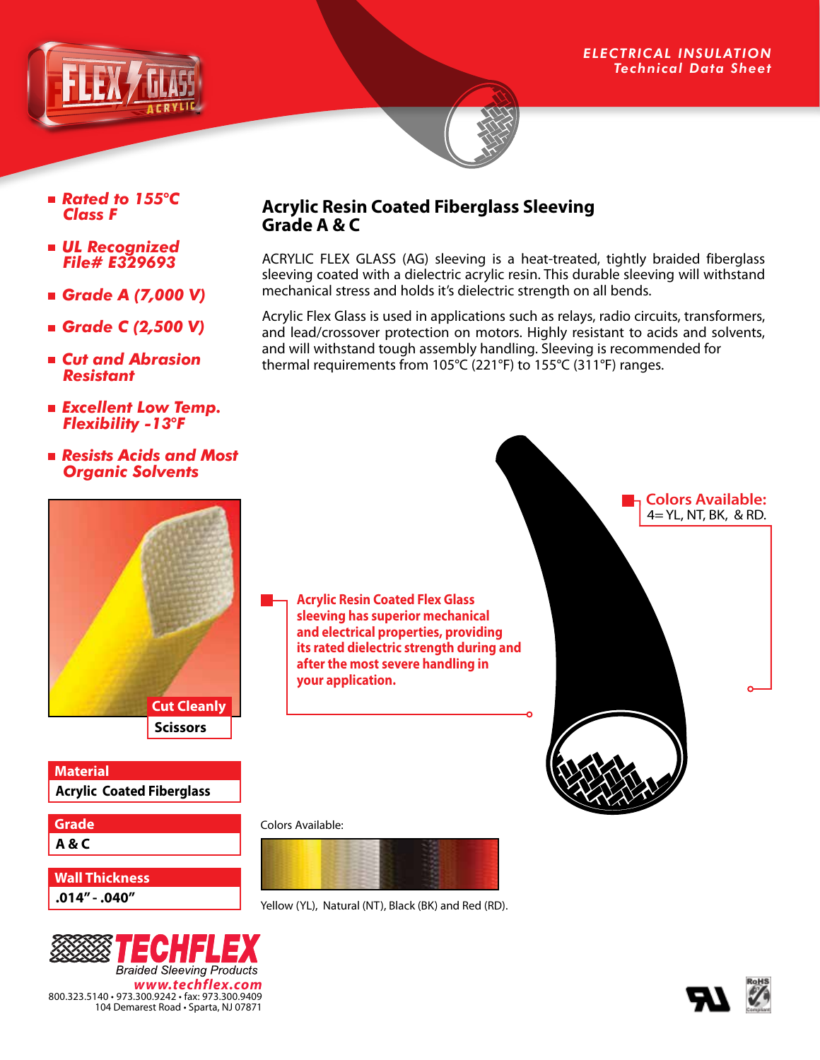ELECTRICAL INSULATION
Technical Data Sheet

- ***Rated to 155°C Class F***
- ***UL Recognized File# E329693***
- ***Grade A (7,000 V)***
- ***Grade C (2,500 V)***
- ***Cut and Abrasion Resistant***
- ***Excellent Low Temp. Flexibility -13°F***
- ***Resists Acids and Most Organic Solvents***

# Acrylic Resin Coated Fiberglass Sleeving Grade A & C

ACRYLIC FLEX GLASS (AG) sleeving is a heat-treated, tightly braided fiberglass sleeving coated with a dielectric acrylic resin. This durable sleeving will withstand mechanical stress and holds it's dielectric strength on all bends.

Acrylic Flex Glass is used in applications such as relays, radio circuits, transformers, and lead/crossover protection on motors. Highly resistant to acids and solvents, and will withstand tough assembly handling. Sleeving is recommended for thermal requirements from 105°C (221°F) to 155°C (311°F) ranges.

**Colors Available:**
4= YL, NT, BK, & RD.

**Acrylic Resin Coated Flex Glass sleeving has superior mechanical and electrical properties, providing its rated dielectric strength during and after the most severe handling in your application.**

| Cut Cleanly |
|---|
| Scissors |

| Material |
|---|
| Acrylic Coated Fiberglass |

| Grade |
|---|
| A & C |

| Wall Thickness |
|---|
| .014" - .040" |

Colors Available:

Yellow (YL), Natural (NT), Black (BK) and Red (RD).

TECHFLEX
Braided Sleeving Products
www.techflex.com
800.323.5140 • 973.300.9242 • fax: 973.300.9409
104 Demarest Road • Sparta, NJ 07871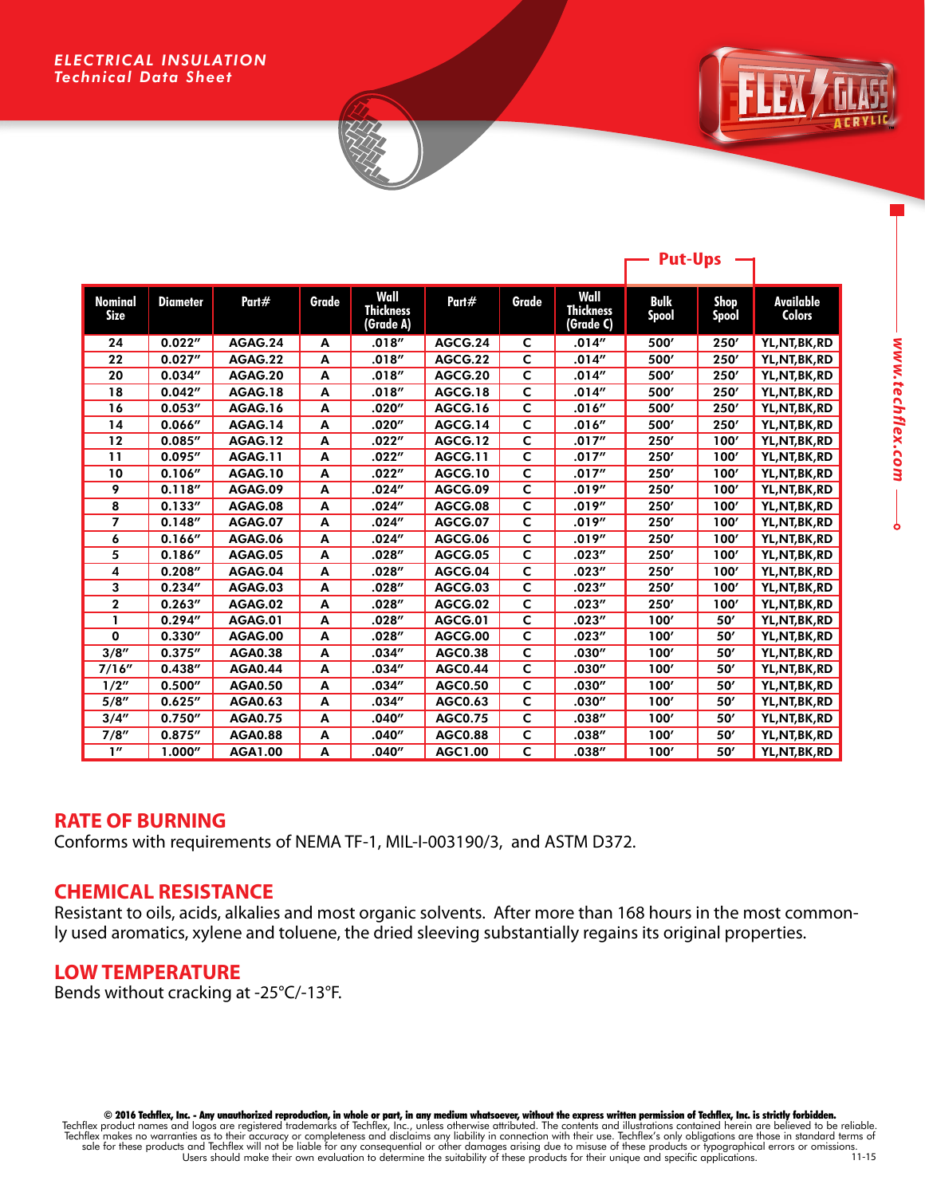ELECTRICAL INSULATION
*Technical Data Sheet*

| Nominal Size | Diameter | Part# | Grade | Wall Thickness (Grade A) | Part# | Grade | Wall Thickness (Grade C) | Put-Ups | | Available Colors |
|---|---|---|---|---|---|---|---|---|---|---|
| | | | | | | | | Bulk Spool | Shop Spool | |
| 24 | 0.022″ | AGAG.24 | A | .018″ | AGCG.24 | C | .014″ | 500′ | 250′ | YL,NT,BK,RD |
| 22 | 0.027″ | AGAG.22 | A | .018″ | AGCG.22 | C | .014″ | 500′ | 250′ | YL,NT,BK,RD |
| 20 | 0.034″ | AGAG.20 | A | .018″ | AGCG.20 | C | .014″ | 500′ | 250′ | YL,NT,BK,RD |
| 18 | 0.042″ | AGAG.18 | A | .018″ | AGCG.18 | C | .014″ | 500′ | 250′ | YL,NT,BK,RD |
| 16 | 0.053″ | AGAG.16 | A | .020″ | AGCG.16 | C | .016″ | 500′ | 250′ | YL,NT,BK,RD |
| 14 | 0.066″ | AGAG.14 | A | .020″ | AGCG.14 | C | .016″ | 500′ | 250′ | YL,NT,BK,RD |
| 12 | 0.085″ | AGAG.12 | A | .022″ | AGCG.12 | C | .017″ | 250′ | 100′ | YL,NT,BK,RD |
| 11 | 0.095″ | AGAG.11 | A | .022″ | AGCG.11 | C | .017″ | 250′ | 100′ | YL,NT,BK,RD |
| 10 | 0.106″ | AGAG.10 | A | .022″ | AGCG.10 | C | .017″ | 250′ | 100′ | YL,NT,BK,RD |
| 9 | 0.118″ | AGAG.09 | A | .024″ | AGCG.09 | C | .019″ | 250′ | 100′ | YL,NT,BK,RD |
| 8 | 0.133″ | AGAG.08 | A | .024″ | AGCG.08 | C | .019″ | 250′ | 100′ | YL,NT,BK,RD |
| 7 | 0.148″ | AGAG.07 | A | .024″ | AGCG.07 | C | .019″ | 250′ | 100′ | YL,NT,BK,RD |
| 6 | 0.166″ | AGAG.06 | A | .024″ | AGCG.06 | C | .019″ | 250′ | 100′ | YL,NT,BK,RD |
| 5 | 0.186″ | AGAG.05 | A | .028″ | AGCG.05 | C | .023″ | 250′ | 100′ | YL,NT,BK,RD |
| 4 | 0.208″ | AGAG.04 | A | .028″ | AGCG.04 | C | .023″ | 250′ | 100′ | YL,NT,BK,RD |
| 3 | 0.234″ | AGAG.03 | A | .028″ | AGCG.03 | C | .023″ | 250′ | 100′ | YL,NT,BK,RD |
| 2 | 0.263″ | AGAG.02 | A | .028″ | AGCG.02 | C | .023″ | 250′ | 100′ | YL,NT,BK,RD |
| 1 | 0.294″ | AGAG.01 | A | .028″ | AGCG.01 | C | .023″ | 100′ | 50′ | YL,NT,BK,RD |
| 0 | 0.330″ | AGAG.00 | A | .028″ | AGCG.00 | C | .023″ | 100′ | 50′ | YL,NT,BK,RD |
| 3/8″ | 0.375″ | AGA0.38 | A | .034″ | AGC0.38 | C | .030″ | 100′ | 50′ | YL,NT,BK,RD |
| 7/16″ | 0.438″ | AGA0.44 | A | .034″ | AGC0.44 | C | .030″ | 100′ | 50′ | YL,NT,BK,RD |
| 1/2″ | 0.500″ | AGA0.50 | A | .034″ | AGC0.50 | C | .030″ | 100′ | 50′ | YL,NT,BK,RD |
| 5/8″ | 0.625″ | AGA0.63 | A | .034″ | AGC0.63 | C | .030″ | 100′ | 50′ | YL,NT,BK,RD |
| 3/4″ | 0.750″ | AGA0.75 | A | .040″ | AGC0.75 | C | .038″ | 100′ | 50′ | YL,NT,BK,RD |
| 7/8″ | 0.875″ | AGA0.88 | A | .040″ | AGC0.88 | C | .038″ | 100′ | 50′ | YL,NT,BK,RD |
| 1″ | 1.000″ | AGA1.00 | A | .040″ | AGC1.00 | C | .038″ | 100′ | 50′ | YL,NT,BK,RD |

## RATE OF BURNING

Conforms with requirements of NEMA TF-1, MIL-I-003190/3, and ASTM D372.

## CHEMICAL RESISTANCE

Resistant to oils, acids, alkalies and most organic solvents. After more than 168 hours in the most commonly used aromatics, xylene and toluene, the dried sleeving substantially regains its original properties.

## LOW TEMPERATURE

Bends without cracking at -25°C/-13°F.

**© 2016 Techflex, Inc. - Any unauthorized reproduction, in whole or part, in any medium whatsoever, without the express written permission of Techflex, Inc. is strictly forbidden.**
Techflex product names and logos are registered trademarks of Techflex, Inc., unless otherwise attributed. The contents and illustrations contained herein are believed to be reliable. Techflex makes no warranties as to their accuracy or completeness and disclaims any liability in connection with their use. Techflex's only obligations are those in standard terms of sale for these products and Techflex will not be liable for any consequential or other damages arising due to misuse of these products or typographical errors or omissions. Users should make their own evaluation to determine the suitability of these products for their unique and specific applications.